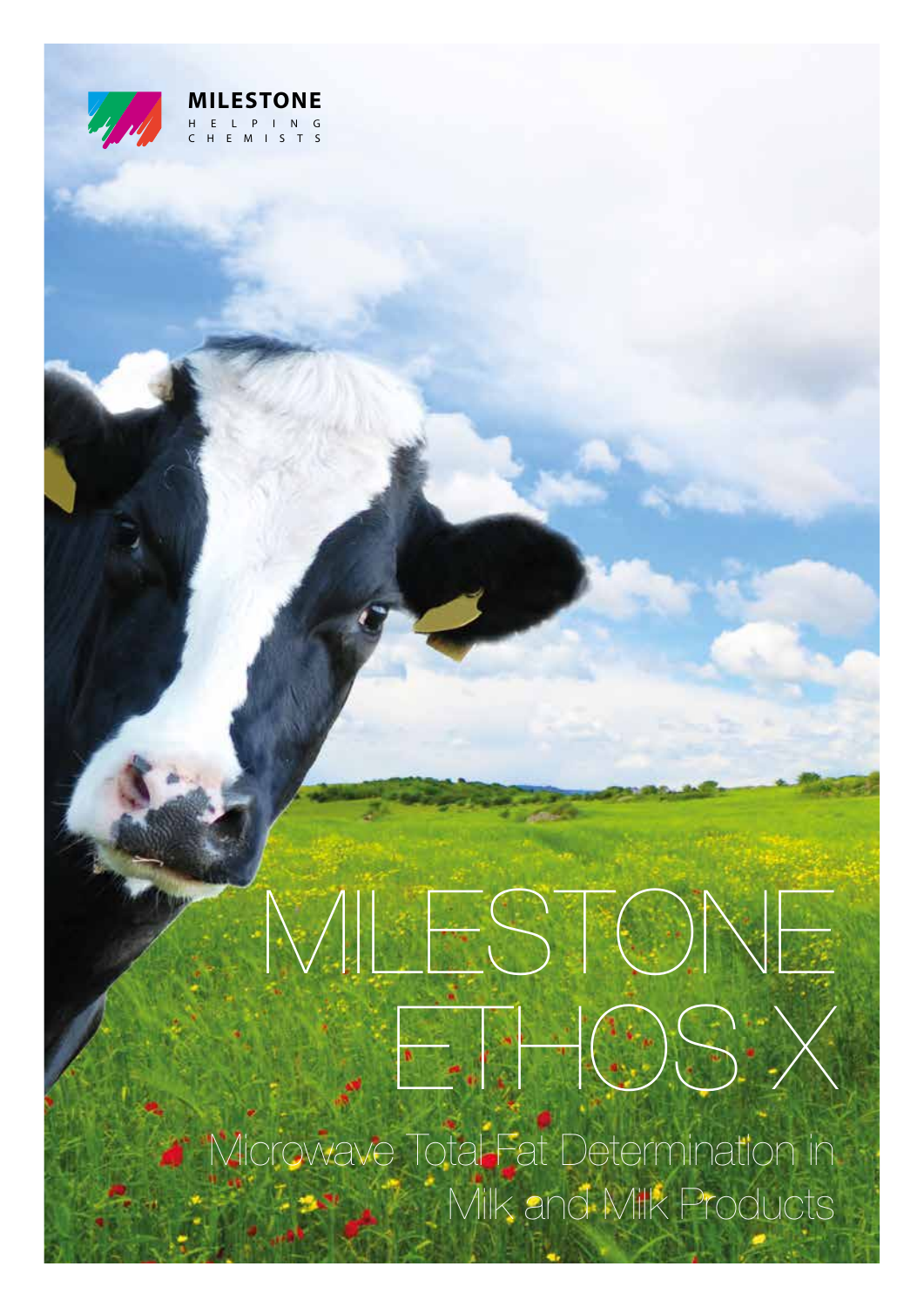**MILESTONE**
HELPING CHEMISTS

# MILESTONE ETHOS X

## Microwave Total Fat Determination in Milk and Milk Products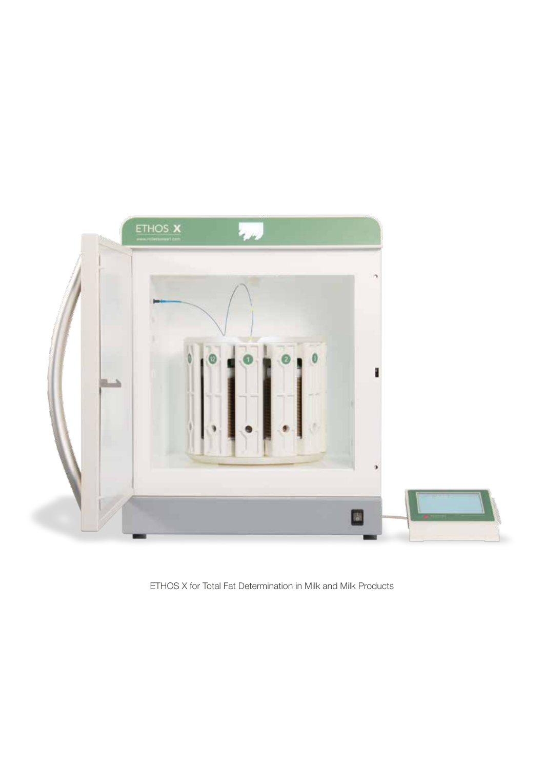ETHOS X for Total Fat Determination in Milk and Milk Products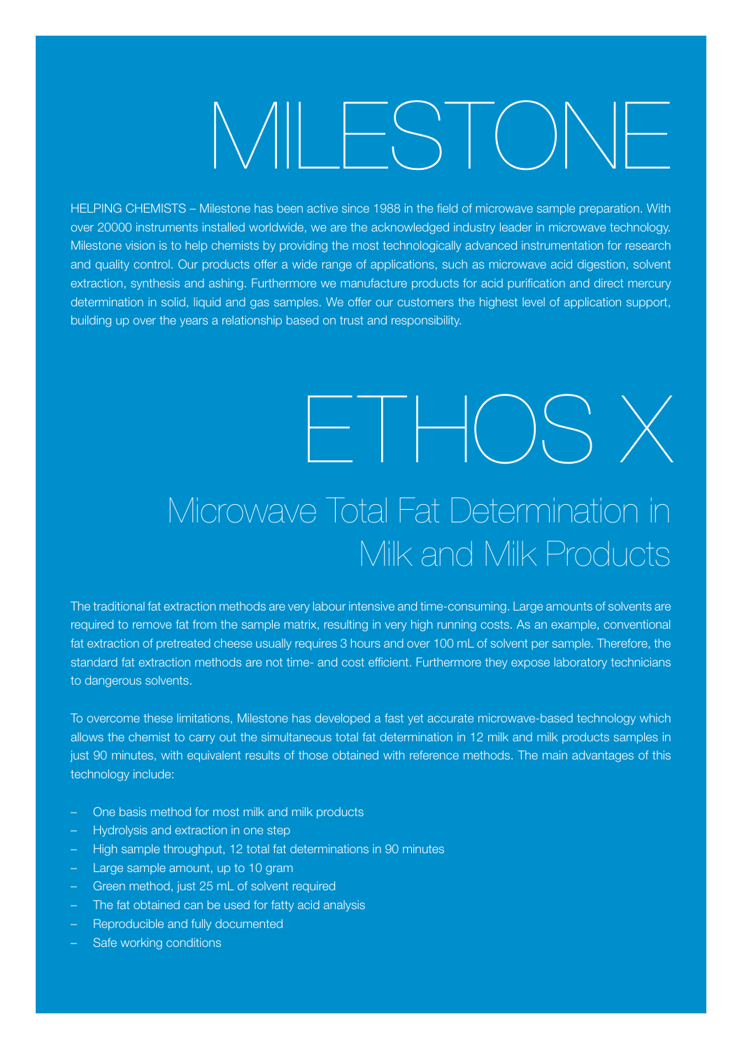# MILESTONE

HELPING CHEMISTS – Milestone has been active since 1988 in the field of microwave sample preparation. With over 20000 instruments installed worldwide, we are the acknowledged industry leader in microwave technology. Milestone vision is to help chemists by providing the most technologically advanced instrumentation for research and quality control. Our products offer a wide range of applications, such as microwave acid digestion, solvent extraction, synthesis and ashing. Furthermore we manufacture products for acid purification and direct mercury determination in solid, liquid and gas samples. We offer our customers the highest level of application support, building up over the years a relationship based on trust and responsibility.

# ETHOS X

## Microwave Total Fat Determination in Milk and Milk Products

The traditional fat extraction methods are very labour intensive and time-consuming. Large amounts of solvents are required to remove fat from the sample matrix, resulting in very high running costs. As an example, conventional fat extraction of pretreated cheese usually requires 3 hours and over 100 mL of solvent per sample. Therefore, the standard fat extraction methods are not time- and cost efficient. Furthermore they expose laboratory technicians to dangerous solvents.

To overcome these limitations, Milestone has developed a fast yet accurate microwave-based technology which allows the chemist to carry out the simultaneous total fat determination in 12 milk and milk products samples in just 90 minutes, with equivalent results of those obtained with reference methods. The main advantages of this technology include:

- One basis method for most milk and milk products
- Hydrolysis and extraction in one step
- High sample throughput, 12 total fat determinations in 90 minutes
- Large sample amount, up to 10 gram
- Green method, just 25 mL of solvent required
- The fat obtained can be used for fatty acid analysis
- Reproducible and fully documented
- Safe working conditions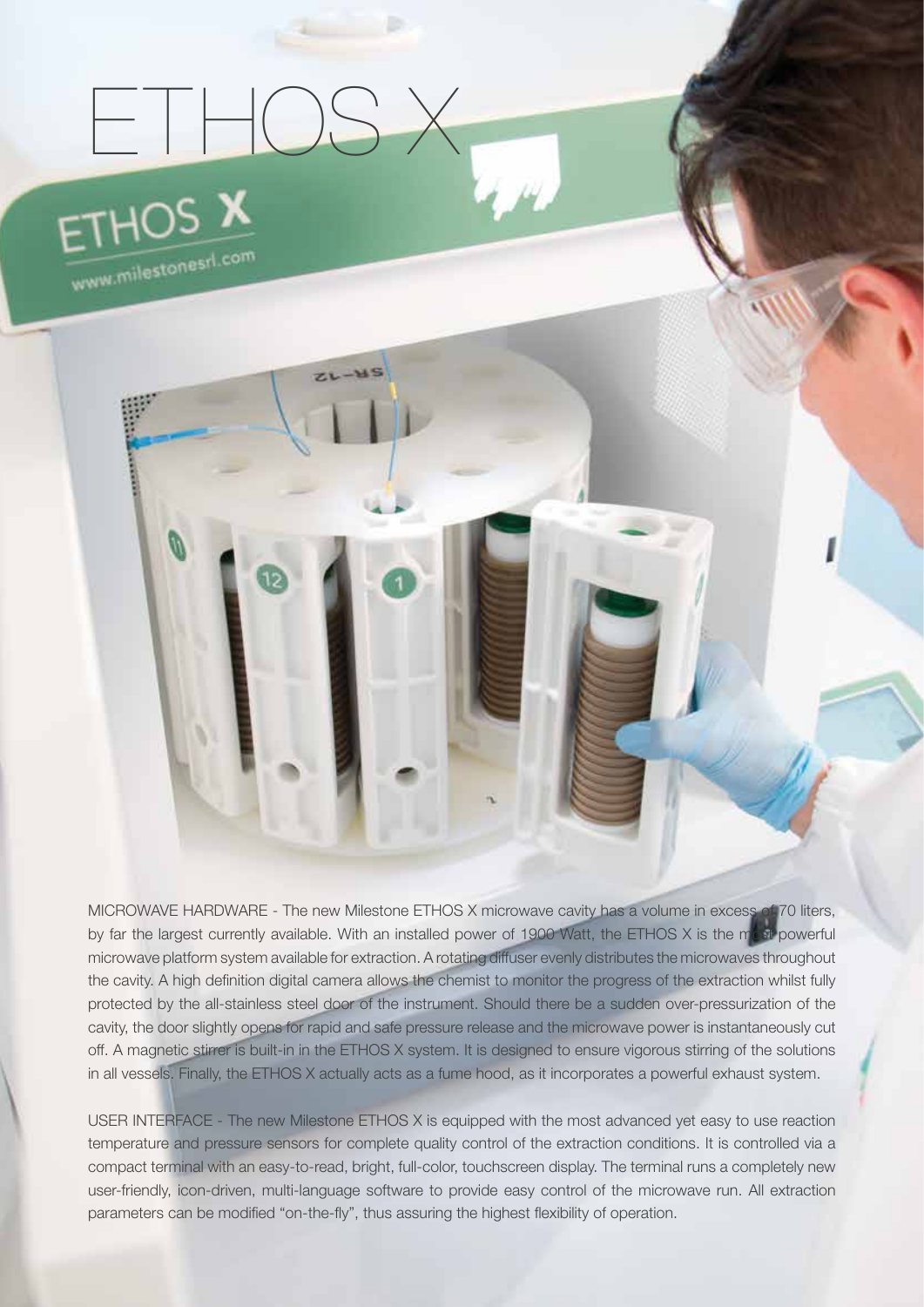# ETHOS X

MICROWAVE HARDWARE - The new Milestone ETHOS X microwave cavity has a volume in excess of 70 liters, by far the largest currently available. With an installed power of 1900 Watt, the ETHOS X is the most powerful microwave platform system available for extraction. A rotating diffuser evenly distributes the microwaves throughout the cavity. A high definition digital camera allows the chemist to monitor the progress of the extraction whilst fully protected by the all-stainless steel door of the instrument. Should there be a sudden over-pressurization of the cavity, the door slightly opens for rapid and safe pressure release and the microwave power is instantaneously cut off. A magnetic stirrer is built-in in the ETHOS X system. It is designed to ensure vigorous stirring of the solutions in all vessels. Finally, the ETHOS X actually acts as a fume hood, as it incorporates a powerful exhaust system.

USER INTERFACE - The new Milestone ETHOS X is equipped with the most advanced yet easy to use reaction temperature and pressure sensors for complete quality control of the extraction conditions. It is controlled via a compact terminal with an easy-to-read, bright, full-color, touchscreen display. The terminal runs a completely new user-friendly, icon-driven, multi-language software to provide easy control of the microwave run. All extraction parameters can be modified "on-the-fly", thus assuring the highest flexibility of operation.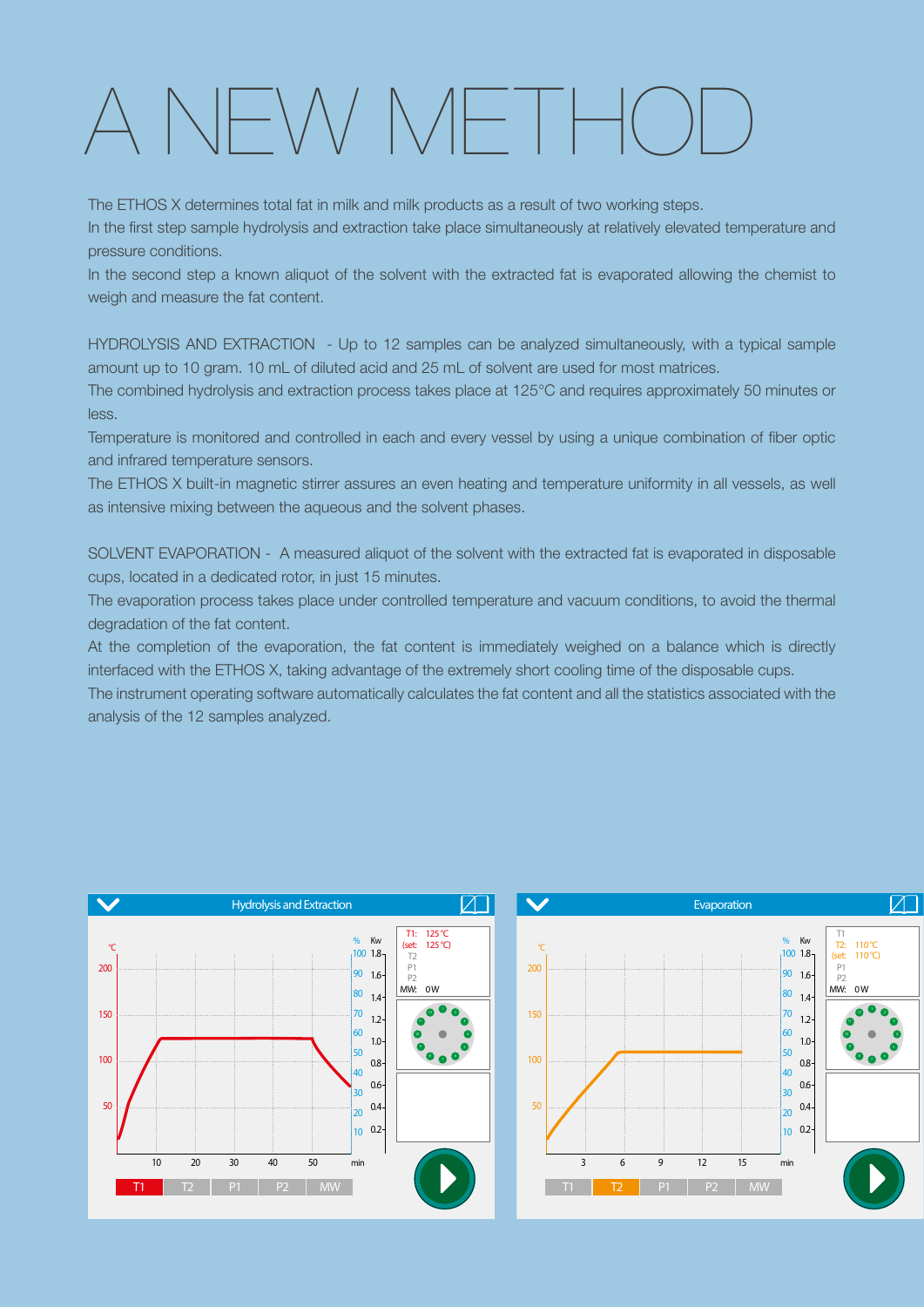# A NEW METHOD

The ETHOS X determines total fat in milk and milk products as a result of two working steps.
In the first step sample hydrolysis and extraction take place simultaneously at relatively elevated temperature and pressure conditions.
In the second step a known aliquot of the solvent with the extracted fat is evaporated allowing the chemist to weigh and measure the fat content.

HYDROLYSIS AND EXTRACTION - Up to 12 samples can be analyzed simultaneously, with a typical sample amount up to 10 gram. 10 mL of diluted acid and 25 mL of solvent are used for most matrices.
The combined hydrolysis and extraction process takes place at 125°C and requires approximately 50 minutes or less.
Temperature is monitored and controlled in each and every vessel by using a unique combination of fiber optic and infrared temperature sensors.
The ETHOS X built-in magnetic stirrer assures an even heating and temperature uniformity in all vessels, as well as intensive mixing between the aqueous and the solvent phases.

SOLVENT EVAPORATION - A measured aliquot of the solvent with the extracted fat is evaporated in disposable cups, located in a dedicated rotor, in just 15 minutes.
The evaporation process takes place under controlled temperature and vacuum conditions, to avoid the thermal degradation of the fat content.
At the completion of the evaporation, the fat content is immediately weighed on a balance which is directly interfaced with the ETHOS X, taking advantage of the extremely short cooling time of the disposable cups.
The instrument operating software automatically calculates the fat content and all the statistics associated with the analysis of the 12 samples analyzed.

Hydrolysis and Extraction

Evaporation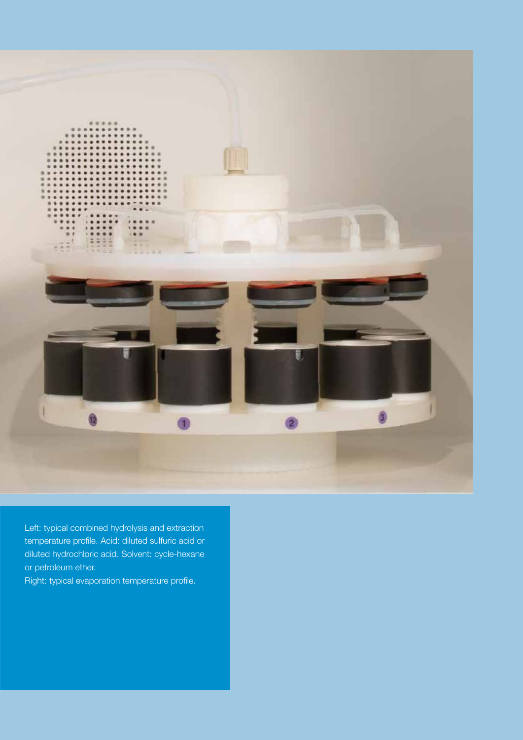Left: typical combined hydrolysis and extraction temperature profile. Acid: diluted sulfuric acid or diluted hydrochloric acid. Solvent: cycle-hexane or petroleum ether.

Right: typical evaporation temperature profile.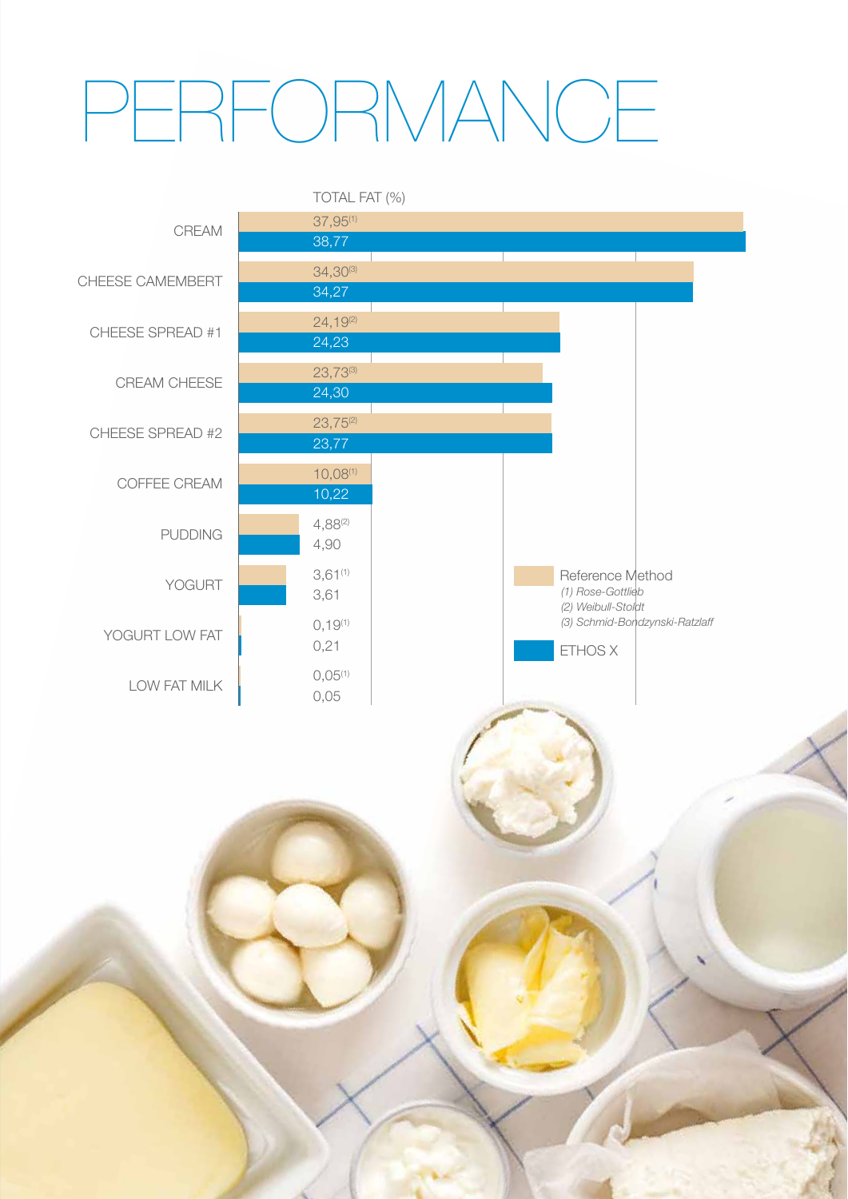# PERFORMANCE

TOTAL FAT (%)

| Sample | Reference Method | ETHOS X |
|---|---|---|
| CREAM | 37,95[1] | 38,77 |
| CHEESE CAMEMBERT | 34,30[3] | 34,27 |
| CHEESE SPREAD #1 | 24,19[2] | 24,23 |
| CREAM CHEESE | 23,73[3] | 24,30 |
| CHEESE SPREAD #2 | 23,75[2] | 23,77 |
| COFFEE CREAM | 10,08[1] | 10,22 |
| PUDDING | 4,88[2] | 4,90 |
| YOGURT | 3,61[1] | 3,61 |
| YOGURT LOW FAT | 0,19[1] | 0,21 |
| LOW FAT MILK | 0,05[1] | 0,05 |

Reference Method
*(1) Rose-Gottlieb*
*(2) Weibull-Stoldt*
*(3) Schmid-Bondzynski-Ratzlaff*

ETHOS X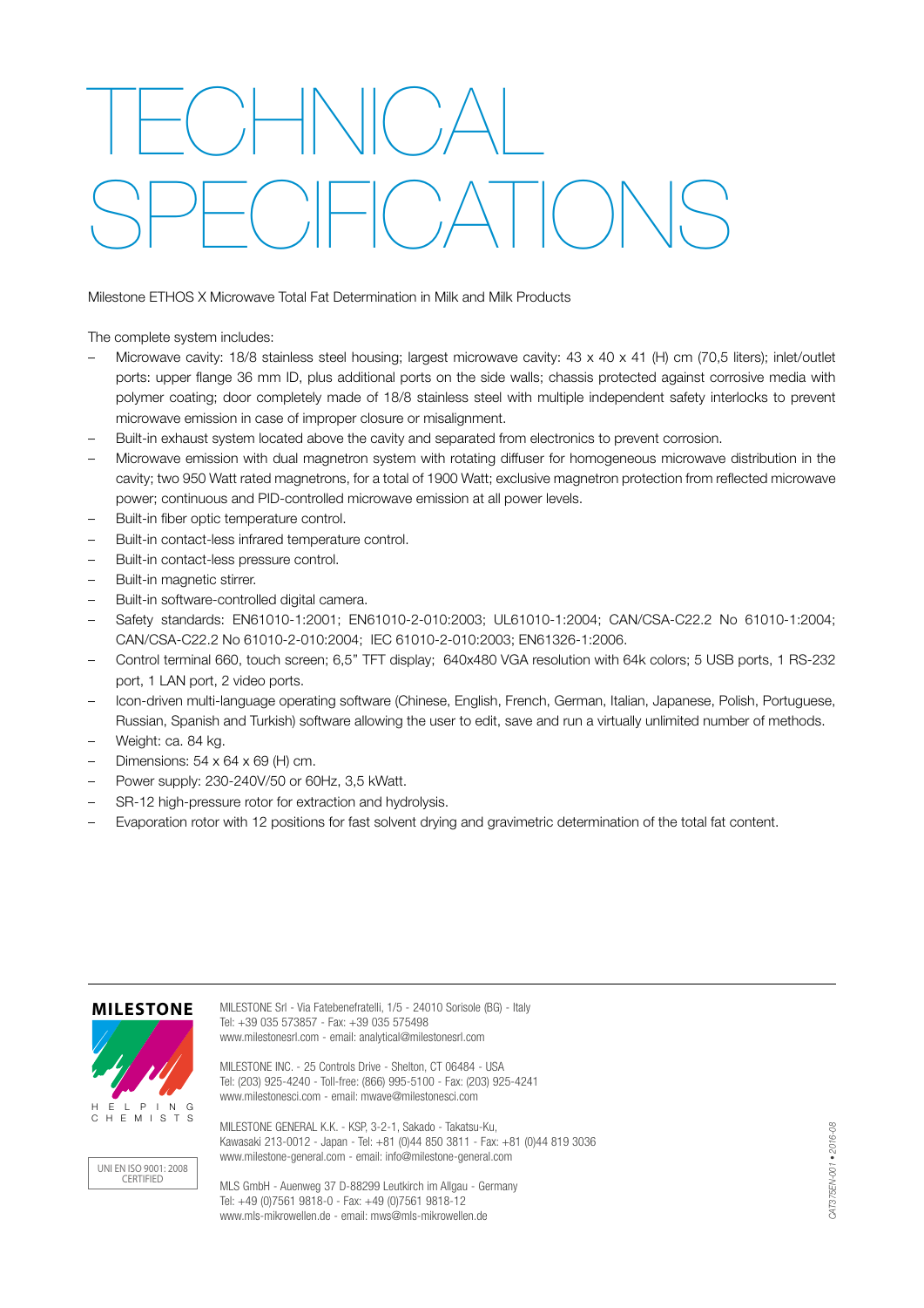# TECHNICAL SPECIFICATIONS

Milestone ETHOS X Microwave Total Fat Determination in Milk and Milk Products

The complete system includes:

- Microwave cavity: 18/8 stainless steel housing; largest microwave cavity: 43 x 40 x 41 (H) cm (70,5 liters); inlet/outlet ports: upper flange 36 mm ID, plus additional ports on the side walls; chassis protected against corrosive media with polymer coating; door completely made of 18/8 stainless steel with multiple independent safety interlocks to prevent microwave emission in case of improper closure or misalignment.
- Built-in exhaust system located above the cavity and separated from electronics to prevent corrosion.
- Microwave emission with dual magnetron system with rotating diffuser for homogeneous microwave distribution in the cavity; two 950 Watt rated magnetrons, for a total of 1900 Watt; exclusive magnetron protection from reflected microwave power; continuous and PID-controlled microwave emission at all power levels.
- Built-in fiber optic temperature control.
- Built-in contact-less infrared temperature control.
- Built-in contact-less pressure control.
- Built-in magnetic stirrer.
- Built-in software-controlled digital camera.
- Safety standards: EN61010-1:2001; EN61010-2-010:2003; UL61010-1:2004; CAN/CSA-C22.2 No 61010-1:2004; CAN/CSA-C22.2 No 61010-2-010:2004; IEC 61010-2-010:2003; EN61326-1:2006.
- Control terminal 660, touch screen; 6,5" TFT display; 640x480 VGA resolution with 64k colors; 5 USB ports, 1 RS-232 port, 1 LAN port, 2 video ports.
- Icon-driven multi-language operating software (Chinese, English, French, German, Italian, Japanese, Polish, Portuguese, Russian, Spanish and Turkish) software allowing the user to edit, save and run a virtually unlimited number of methods.
- Weight: ca. 84 kg.
- Dimensions: 54 x 64 x 69 (H) cm.
- Power supply: 230-240V/50 or 60Hz, 3,5 kWatt.
- SR-12 high-pressure rotor for extraction and hydrolysis.
- Evaporation rotor with 12 positions for fast solvent drying and gravimetric determination of the total fat content.

**MILESTONE**

H E L P I N G
C H E M I S T S

UNI EN ISO 9001: 2008 CERTIFIED

MILESTONE Srl - Via Fatebenefratelli, 1/5 - 24010 Sorisole (BG) - Italy
Tel: +39 035 573857 - Fax: +39 035 575498
www.milestonesrl.com - email: analytical@milestonesrl.com

MILESTONE INC. - 25 Controls Drive - Shelton, CT 06484 - USA
Tel: (203) 925-4240 - Toll-free: (866) 995-5100 - Fax: (203) 925-4241
www.milestonesci.com - email: mwave@milestonesci.com

MILESTONE GENERAL K.K. - KSP, 3-2-1, Sakado - Takatsu-Ku,
Kawasaki 213-0012 - Japan - Tel: +81 (0)44 850 3811 - Fax: +81 (0)44 819 3036
www.milestone-general.com - email: info@milestone-general.com

MLS GmbH - Auenweg 37 D-88299 Leutkirch im Allgau - Germany
Tel: +49 (0)7561 9818-0 - Fax: +49 (0)7561 9818-12
www.mls-mikrowellen.de - email: mws@mls-mikrowellen.de

CAT375EN-001 • 2016-08